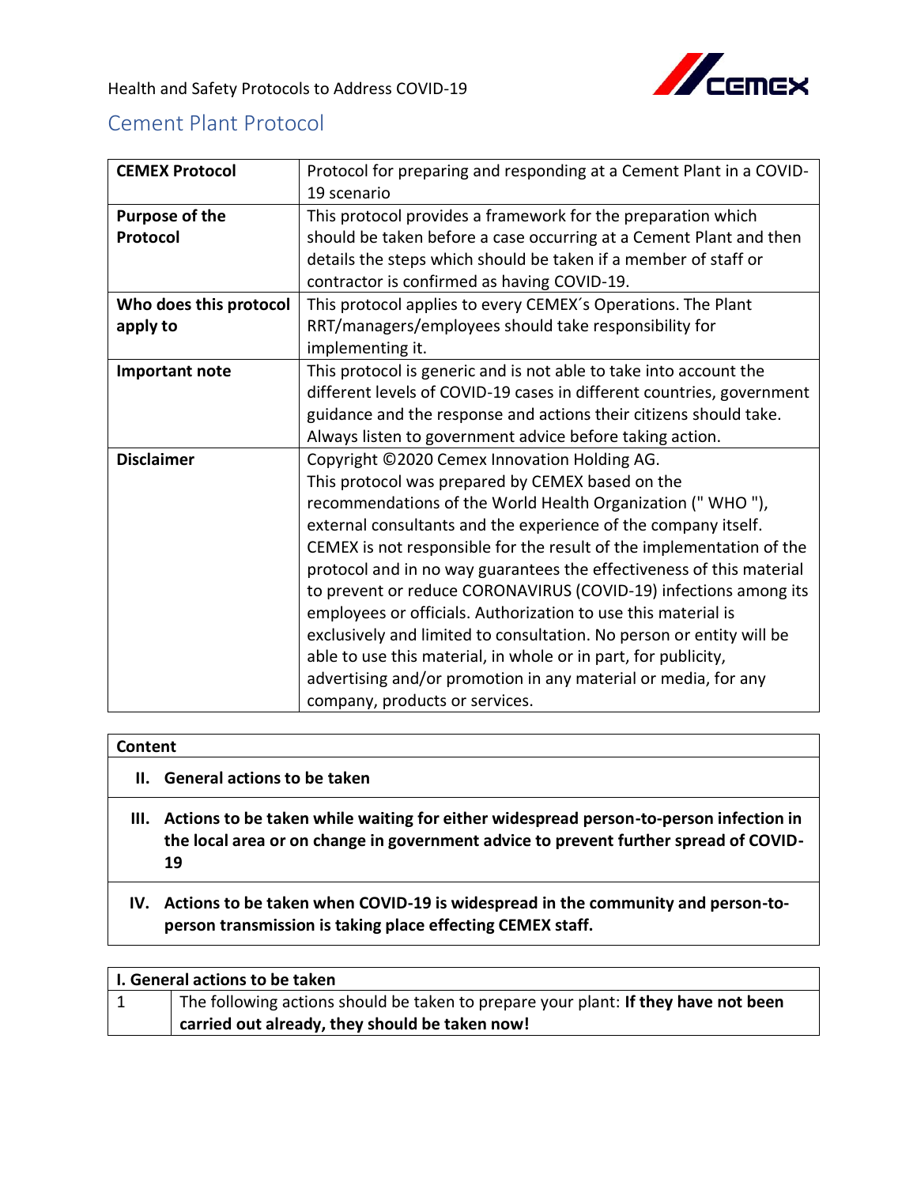Health and Safety Protocols to Address COVID-19

## Cement Plant Protocol

| **CEMEX Protocol** | Protocol for preparing and responding at a Cement Plant in a COVID-19 scenario |
|---|---|
| **Purpose of the Protocol** | This protocol provides a framework for the preparation which should be taken before a case occurring at a Cement Plant and then details the steps which should be taken if a member of staff or contractor is confirmed as having COVID-19. |
| **Who does this protocol apply to** | This protocol applies to every CEMEX´s Operations. The Plant RRT/managers/employees should take responsibility for implementing it. |
| **Important note** | This protocol is generic and is not able to take into account the different levels of COVID-19 cases in different countries, government guidance and the response and actions their citizens should take. Always listen to government advice before taking action. |
| **Disclaimer** | Copyright ©2020 Cemex Innovation Holding AG. This protocol was prepared by CEMEX based on the recommendations of the World Health Organization (" WHO "), external consultants and the experience of the company itself. CEMEX is not responsible for the result of the implementation of the protocol and in no way guarantees the effectiveness of this material to prevent or reduce CORONAVIRUS (COVID-19) infections among its employees or officials. Authorization to use this material is exclusively and limited to consultation. No person or entity will be able to use this material, in whole or in part, for publicity, advertising and/or promotion in any material or media, for any company, products or services. |

| **Content** |
|---|
| **II. General actions to be taken** |
| **III. Actions to be taken while waiting for either widespread person-to-person infection in the local area or on change in government advice to prevent further spread of COVID-19** |
| **IV. Actions to be taken when COVID-19 is widespread in the community and person-to-person transmission is taking place effecting CEMEX staff.** |

| **I. General actions to be taken** | |
|---|---|
| 1 | The following actions should be taken to prepare your plant: **If they have not been carried out already, they should be taken now!** |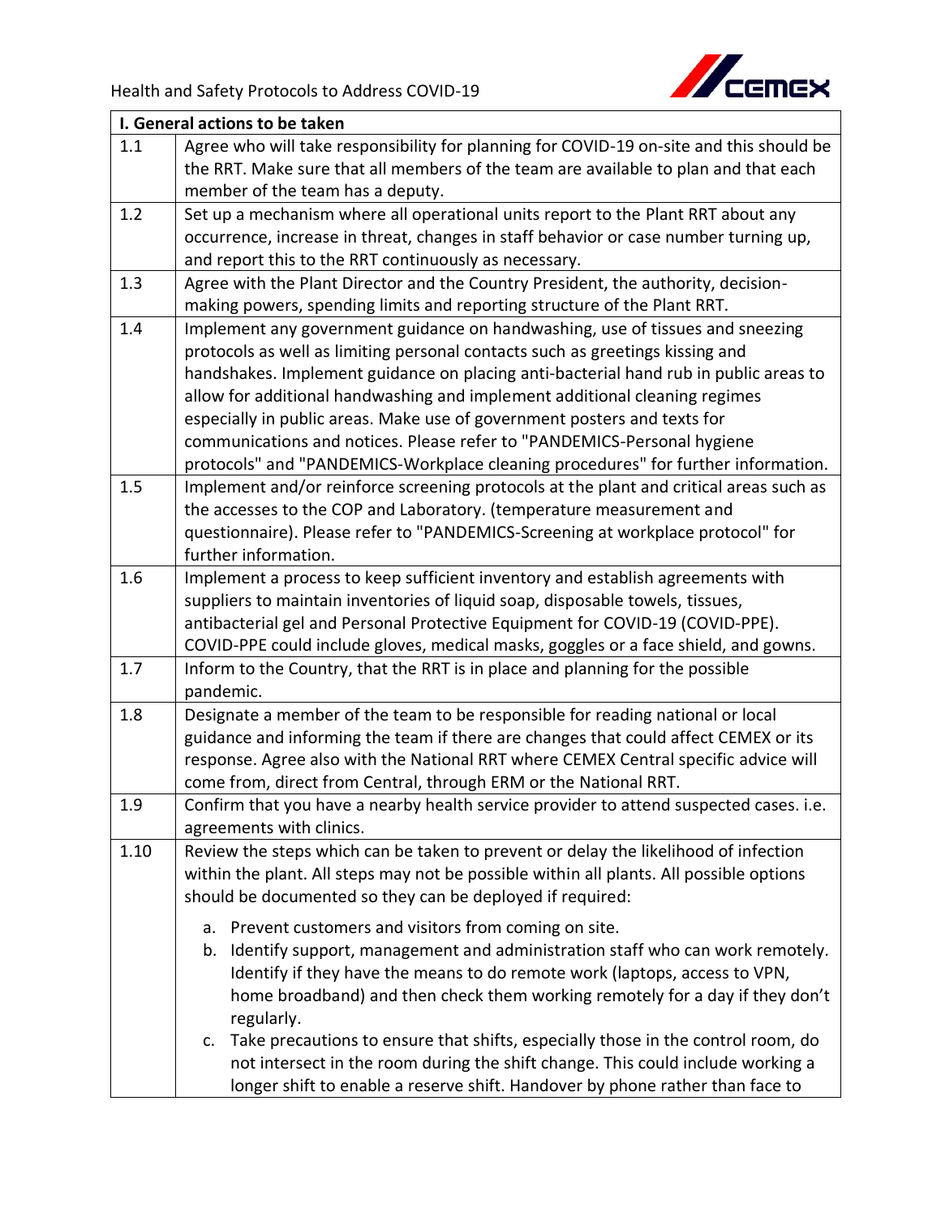| I. General actions to be taken | |
|---|---|
| 1.1 | Agree who will take responsibility for planning for COVID-19 on-site and this should be the RRT. Make sure that all members of the team are available to plan and that each member of the team has a deputy. |
| 1.2 | Set up a mechanism where all operational units report to the Plant RRT about any occurrence, increase in threat, changes in staff behavior or case number turning up, and report this to the RRT continuously as necessary. |
| 1.3 | Agree with the Plant Director and the Country President, the authority, decision-making powers, spending limits and reporting structure of the Plant RRT. |
| 1.4 | Implement any government guidance on handwashing, use of tissues and sneezing protocols as well as limiting personal contacts such as greetings kissing and handshakes. Implement guidance on placing anti-bacterial hand rub in public areas to allow for additional handwashing and implement additional cleaning regimes especially in public areas. Make use of government posters and texts for communications and notices. Please refer to "PANDEMICS-Personal hygiene protocols" and "PANDEMICS-Workplace cleaning procedures" for further information. |
| 1.5 | Implement and/or reinforce screening protocols at the plant and critical areas such as the accesses to the COP and Laboratory. (temperature measurement and questionnaire). Please refer to "PANDEMICS-Screening at workplace protocol" for further information. |
| 1.6 | Implement a process to keep sufficient inventory and establish agreements with suppliers to maintain inventories of liquid soap, disposable towels, tissues, antibacterial gel and Personal Protective Equipment for COVID-19 (COVID-PPE). COVID-PPE could include gloves, medical masks, goggles or a face shield, and gowns. |
| 1.7 | Inform to the Country, that the RRT is in place and planning for the possible pandemic. |
| 1.8 | Designate a member of the team to be responsible for reading national or local guidance and informing the team if there are changes that could affect CEMEX or its response. Agree also with the National RRT where CEMEX Central specific advice will come from, direct from Central, through ERM or the National RRT. |
| 1.9 | Confirm that you have a nearby health service provider to attend suspected cases. i.e. agreements with clinics. |
| 1.10 | Review the steps which can be taken to prevent or delay the likelihood of infection within the plant. All steps may not be possible within all plants. All possible options should be documented so they can be deployed if required:<br><br>a. Prevent customers and visitors from coming on site.<br>b. Identify support, management and administration staff who can work remotely. Identify if they have the means to do remote work (laptops, access to VPN, home broadband) and then check them working remotely for a day if they don't regularly.<br>c. Take precautions to ensure that shifts, especially those in the control room, do not intersect in the room during the shift change. This could include working a longer shift to enable a reserve shift. Handover by phone rather than face to |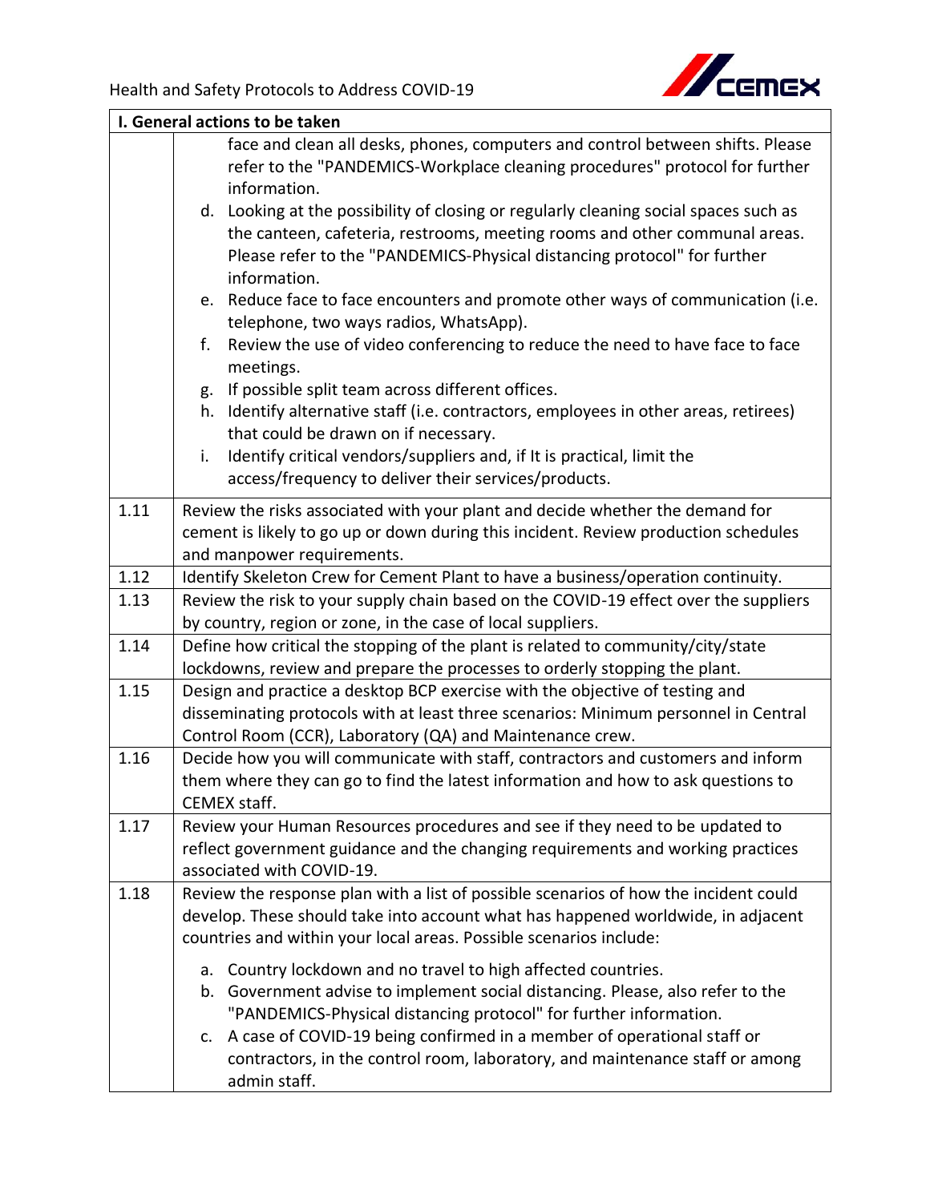| I. General actions to be taken | |
|---|---|
| | face and clean all desks, phones, computers and control between shifts. Please refer to the "PANDEMICS-Workplace cleaning procedures" protocol for further information.<br>d. Looking at the possibility of closing or regularly cleaning social spaces such as the canteen, cafeteria, restrooms, meeting rooms and other communal areas. Please refer to the "PANDEMICS-Physical distancing protocol" for further information.<br>e. Reduce face to face encounters and promote other ways of communication (i.e. telephone, two ways radios, WhatsApp).<br>f. Review the use of video conferencing to reduce the need to have face to face meetings.<br>g. If possible split team across different offices.<br>h. Identify alternative staff (i.e. contractors, employees in other areas, retirees) that could be drawn on if necessary.<br>i. Identify critical vendors/suppliers and, if It is practical, limit the access/frequency to deliver their services/products. |
| 1.11 | Review the risks associated with your plant and decide whether the demand for cement is likely to go up or down during this incident. Review production schedules and manpower requirements. |
| 1.12 | Identify Skeleton Crew for Cement Plant to have a business/operation continuity. |
| 1.13 | Review the risk to your supply chain based on the COVID-19 effect over the suppliers by country, region or zone, in the case of local suppliers. |
| 1.14 | Define how critical the stopping of the plant is related to community/city/state lockdowns, review and prepare the processes to orderly stopping the plant. |
| 1.15 | Design and practice a desktop BCP exercise with the objective of testing and disseminating protocols with at least three scenarios: Minimum personnel in Central Control Room (CCR), Laboratory (QA) and Maintenance crew. |
| 1.16 | Decide how you will communicate with staff, contractors and customers and inform them where they can go to find the latest information and how to ask questions to CEMEX staff. |
| 1.17 | Review your Human Resources procedures and see if they need to be updated to reflect government guidance and the changing requirements and working practices associated with COVID-19. |
| 1.18 | Review the response plan with a list of possible scenarios of how the incident could develop. These should take into account what has happened worldwide, in adjacent countries and within your local areas. Possible scenarios include:<br>a. Country lockdown and no travel to high affected countries.<br>b. Government advise to implement social distancing. Please, also refer to the "PANDEMICS-Physical distancing protocol" for further information.<br>c. A case of COVID-19 being confirmed in a member of operational staff or contractors, in the control room, laboratory, and maintenance staff or among admin staff. |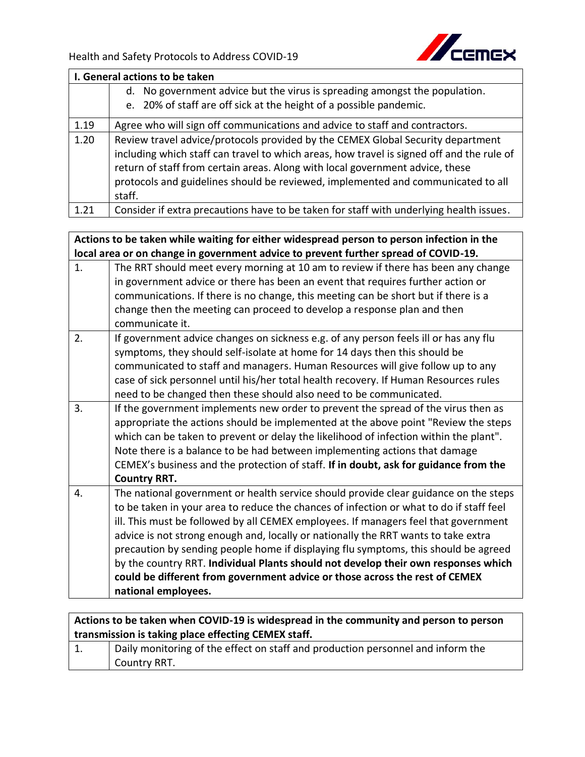| I. General actions to be taken | |
|---|---|
| | d. No government advice but the virus is spreading amongst the population.<br>e. 20% of staff are off sick at the height of a possible pandemic. |
| 1.19 | Agree who will sign off communications and advice to staff and contractors. |
| 1.20 | Review travel advice/protocols provided by the CEMEX Global Security department including which staff can travel to which areas, how travel is signed off and the rule of return of staff from certain areas. Along with local government advice, these protocols and guidelines should be reviewed, implemented and communicated to all staff. |
| 1.21 | Consider if extra precautions have to be taken for staff with underlying health issues. |

| Actions to be taken while waiting for either widespread person to person infection in the local area or on change in government advice to prevent further spread of COVID-19. | |
|---|---|
| 1. | The RRT should meet every morning at 10 am to review if there has been any change in government advice or there has been an event that requires further action or communications. If there is no change, this meeting can be short but if there is a change then the meeting can proceed to develop a response plan and then communicate it. |
| 2. | If government advice changes on sickness e.g. of any person feels ill or has any flu symptoms, they should self-isolate at home for 14 days then this should be communicated to staff and managers. Human Resources will give follow up to any case of sick personnel until his/her total health recovery. If Human Resources rules need to be changed then these should also need to be communicated. |
| 3. | If the government implements new order to prevent the spread of the virus then as appropriate the actions should be implemented at the above point "Review the steps which can be taken to prevent or delay the likelihood of infection within the plant". Note there is a balance to be had between implementing actions that damage CEMEX's business and the protection of staff. **If in doubt, ask for guidance from the Country RRT.** |
| 4. | The national government or health service should provide clear guidance on the steps to be taken in your area to reduce the chances of infection or what to do if staff feel ill. This must be followed by all CEMEX employees. If managers feel that government advice is not strong enough and, locally or nationally the RRT wants to take extra precaution by sending people home if displaying flu symptoms, this should be agreed by the country RRT. **Individual Plants should not develop their own responses which could be different from government advice or those across the rest of CEMEX national employees.** |

| Actions to be taken when COVID-19 is widespread in the community and person to person transmission is taking place effecting CEMEX staff. | |
|---|---|
| 1. | Daily monitoring of the effect on staff and production personnel and inform the Country RRT. |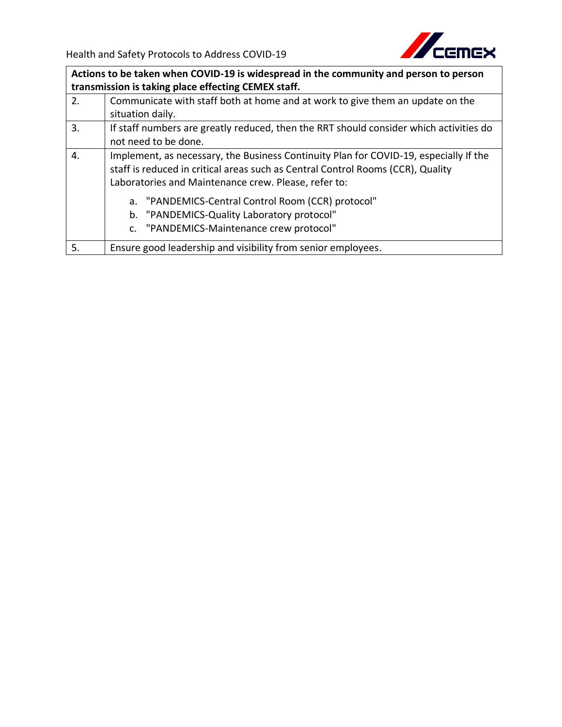| Actions to be taken when COVID-19 is widespread in the community and person to person transmission is taking place effecting CEMEX staff. | |
|---|---|
| 2. | Communicate with staff both at home and at work to give them an update on the situation daily. |
| 3. | If staff numbers are greatly reduced, then the RRT should consider which activities do not need to be done. |
| 4. | Implement, as necessary, the Business Continuity Plan for COVID-19, especially If the staff is reduced in critical areas such as Central Control Rooms (CCR), Quality Laboratories and Maintenance crew. Please, refer to:<br>a. "PANDEMICS-Central Control Room (CCR) protocol"<br>b. "PANDEMICS-Quality Laboratory protocol"<br>c. "PANDEMICS-Maintenance crew protocol" |
| 5. | Ensure good leadership and visibility from senior employees. |